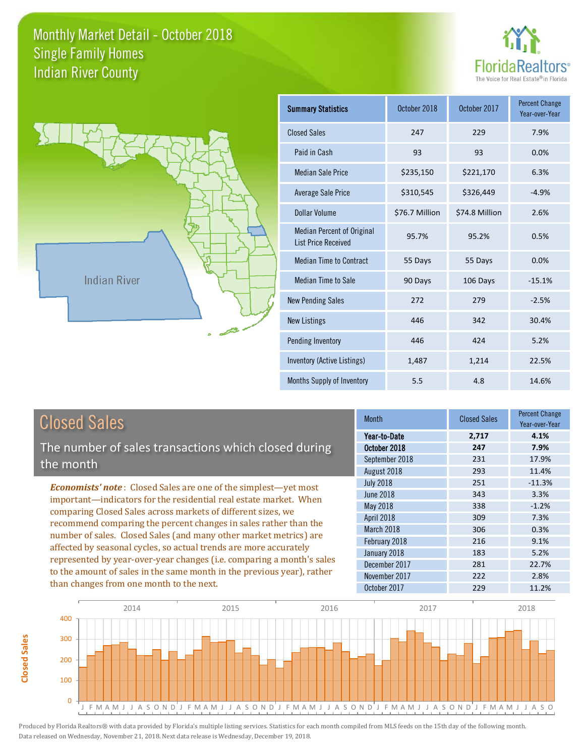# Monthly Market Detail - October 2018
## Single Family Homes
## Indian River County

FloridaRealtors®
The Voice for Real Estate® in Florida

Indian River

| Summary Statistics | October 2018 | October 2017 | Percent Change Year-over-Year |
|---|---|---|---|
| Closed Sales | 247 | 229 | 7.9% |
| Paid in Cash | 93 | 93 | 0.0% |
| Median Sale Price | $235,150 | $221,170 | 6.3% |
| Average Sale Price | $310,545 | $326,449 | -4.9% |
| Dollar Volume | $76.7 Million | $74.8 Million | 2.6% |
| Median Percent of Original List Price Received | 95.7% | 95.2% | 0.5% |
| Median Time to Contract | 55 Days | 55 Days | 0.0% |
| Median Time to Sale | 90 Days | 106 Days | -15.1% |
| New Pending Sales | 272 | 279 | -2.5% |
| New Listings | 446 | 342 | 30.4% |
| Pending Inventory | 446 | 424 | 5.2% |
| Inventory (Active Listings) | 1,487 | 1,214 | 22.5% |
| Months Supply of Inventory | 5.5 | 4.8 | 14.6% |

## Closed Sales

The number of sales transactions which closed during the month

*Economists' note*: Closed Sales are one of the simplest—yet most important—indicators for the residential real estate market. When comparing Closed Sales across markets of different sizes, we recommend comparing the percent changes in sales rather than the number of sales. Closed Sales (and many other market metrics) are affected by seasonal cycles, so actual trends are more accurately represented by year-over-year changes (i.e. comparing a month's sales to the amount of sales in the same month in the previous year), rather than changes from one month to the next.

| Month | Closed Sales | Percent Change Year-over-Year |
|---|---|---|
| **Year-to-Date** | **2,717** | **4.1%** |
| **October 2018** | **247** | **7.9%** |
| September 2018 | 231 | 17.9% |
| August 2018 | 293 | 11.4% |
| July 2018 | 251 | -11.3% |
| June 2018 | 343 | 3.3% |
| May 2018 | 338 | -1.2% |
| April 2018 | 309 | 7.3% |
| March 2018 | 306 | 0.3% |
| February 2018 | 216 | 9.1% |
| January 2018 | 183 | 5.2% |
| December 2017 | 281 | 22.7% |
| November 2017 | 222 | 2.8% |
| October 2017 | 229 | 11.2% |

Produced by Florida Realtors® with data provided by Florida's multiple listing services. Statistics for each month compiled from MLS feeds on the 15th day of the following month. Data released on Wednesday, November 21, 2018. Next data release is Wednesday, December 19, 2018.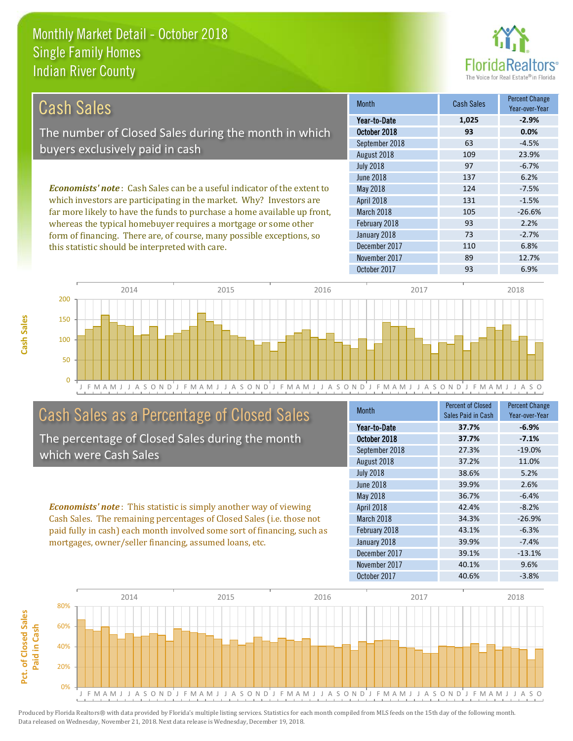# Monthly Market Detail - October 2018
## Single Family Homes
## Indian River County

## Cash Sales

The number of Closed Sales during the month in which buyers exclusively paid in cash

*Economists' note*: Cash Sales can be a useful indicator of the extent to which investors are participating in the market. Why? Investors are far more likely to have the funds to purchase a home available up front, whereas the typical homebuyer requires a mortgage or some other form of financing. There are, of course, many possible exceptions, so this statistic should be interpreted with care.

| Month | Cash Sales | Percent Change Year-over-Year |
|---|---|---|
| **Year-to-Date** | **1,025** | **-2.9%** |
| **October 2018** | **93** | **0.0%** |
| September 2018 | 63 | -4.5% |
| August 2018 | 109 | 23.9% |
| July 2018 | 97 | -6.7% |
| June 2018 | 137 | 6.2% |
| May 2018 | 124 | -7.5% |
| April 2018 | 131 | -1.5% |
| March 2018 | 105 | -26.6% |
| February 2018 | 93 | 2.2% |
| January 2018 | 73 | -2.7% |
| December 2017 | 110 | 6.8% |
| November 2017 | 89 | 12.7% |
| October 2017 | 93 | 6.9% |

## Cash Sales as a Percentage of Closed Sales

The percentage of Closed Sales during the month which were Cash Sales

*Economists' note*: This statistic is simply another way of viewing Cash Sales. The remaining percentages of Closed Sales (i.e. those not paid fully in cash) each month involved some sort of financing, such as mortgages, owner/seller financing, assumed loans, etc.

| Month | Percent of Closed Sales Paid in Cash | Percent Change Year-over-Year |
|---|---|---|
| **Year-to-Date** | **37.7%** | **-6.9%** |
| **October 2018** | **37.7%** | **-7.1%** |
| September 2018 | 27.3% | -19.0% |
| August 2018 | 37.2% | 11.0% |
| July 2018 | 38.6% | 5.2% |
| June 2018 | 39.9% | 2.6% |
| May 2018 | 36.7% | -6.4% |
| April 2018 | 42.4% | -8.2% |
| March 2018 | 34.3% | -26.9% |
| February 2018 | 43.1% | -6.3% |
| January 2018 | 39.9% | -7.4% |
| December 2017 | 39.1% | -13.1% |
| November 2017 | 40.1% | 9.6% |
| October 2017 | 40.6% | -3.8% |

Produced by Florida Realtors® with data provided by Florida's multiple listing services. Statistics for each month compiled from MLS feeds on the 15th day of the following month. Data released on Wednesday, November 21, 2018. Next data release is Wednesday, December 19, 2018.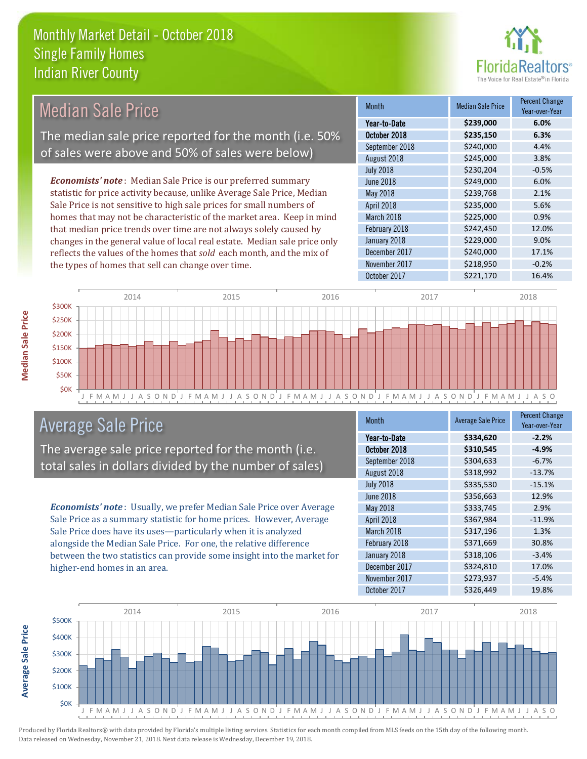# Monthly Market Detail - October 2018
## Single Family Homes
## Indian River County

## Median Sale Price

The median sale price reported for the month (i.e. 50% of sales were above and 50% of sales were below)

*Economists' note*: Median Sale Price is our preferred summary statistic for price activity because, unlike Average Sale Price, Median Sale Price is not sensitive to high sale prices for small numbers of homes that may not be characteristic of the market area. Keep in mind that median price trends over time are not always solely caused by changes in the general value of local real estate. Median sale price only reflects the values of the homes that *sold* each month, and the mix of the types of homes that sell can change over time.

| Month | Median Sale Price | Percent Change Year-over-Year |
|---|---|---|
| **Year-to-Date** | **$239,000** | **6.0%** |
| **October 2018** | **$235,150** | **6.3%** |
| September 2018 | $240,000 | 4.4% |
| August 2018 | $245,000 | 3.8% |
| July 2018 | $230,204 | -0.5% |
| June 2018 | $249,000 | 6.0% |
| May 2018 | $239,768 | 2.1% |
| April 2018 | $235,000 | 5.6% |
| March 2018 | $225,000 | 0.9% |
| February 2018 | $242,450 | 12.0% |
| January 2018 | $229,000 | 9.0% |
| December 2017 | $240,000 | 17.1% |
| November 2017 | $218,950 | -0.2% |
| October 2017 | $221,170 | 16.4% |

## Average Sale Price

The average sale price reported for the month (i.e. total sales in dollars divided by the number of sales)

*Economists' note*: Usually, we prefer Median Sale Price over Average Sale Price as a summary statistic for home prices. However, Average Sale Price does have its uses—particularly when it is analyzed alongside the Median Sale Price. For one, the relative difference between the two statistics can provide some insight into the market for higher-end homes in an area.

| Month | Average Sale Price | Percent Change Year-over-Year |
|---|---|---|
| **Year-to-Date** | **$334,620** | **-2.2%** |
| **October 2018** | **$310,545** | **-4.9%** |
| September 2018 | $304,633 | -6.7% |
| August 2018 | $318,992 | -13.7% |
| July 2018 | $335,530 | -15.1% |
| June 2018 | $356,663 | 12.9% |
| May 2018 | $333,745 | 2.9% |
| April 2018 | $367,984 | -11.9% |
| March 2018 | $317,196 | 1.3% |
| February 2018 | $371,669 | 30.8% |
| January 2018 | $318,106 | -3.4% |
| December 2017 | $324,810 | 17.0% |
| November 2017 | $273,937 | -5.4% |
| October 2017 | $326,449 | 19.8% |

Produced by Florida Realtors® with data provided by Florida's multiple listing services. Statistics for each month compiled from MLS feeds on the 15th day of the following month. Data released on Wednesday, November 21, 2018. Next data release is Wednesday, December 19, 2018.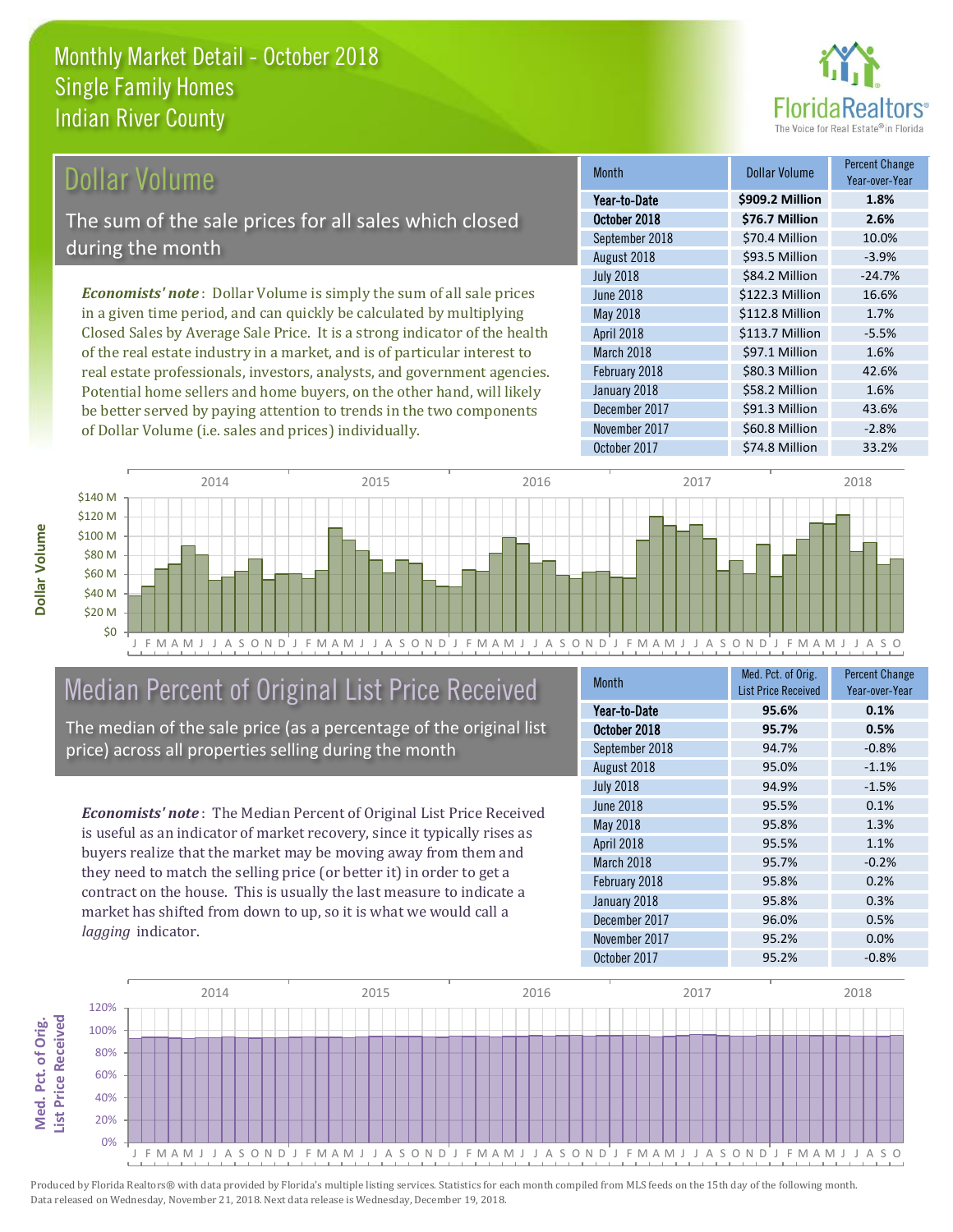# Monthly Market Detail - October 2018
## Single Family Homes
## Indian River County

## Dollar Volume

The sum of the sale prices for all sales which closed during the month

*Economists' note*: Dollar Volume is simply the sum of all sale prices in a given time period, and can quickly be calculated by multiplying Closed Sales by Average Sale Price. It is a strong indicator of the health of the real estate industry in a market, and is of particular interest to real estate professionals, investors, analysts, and government agencies. Potential home sellers and home buyers, on the other hand, will likely be better served by paying attention to trends in the two components of Dollar Volume (i.e. sales and prices) individually.

| Month | Dollar Volume | Percent Change Year-over-Year |
|---|---|---|
| **Year-to-Date** | **$909.2 Million** | **1.8%** |
| **October 2018** | **$76.7 Million** | **2.6%** |
| September 2018 | $70.4 Million | 10.0% |
| August 2018 | $93.5 Million | -3.9% |
| July 2018 | $84.2 Million | -24.7% |
| June 2018 | $122.3 Million | 16.6% |
| May 2018 | $112.8 Million | 1.7% |
| April 2018 | $113.7 Million | -5.5% |
| March 2018 | $97.1 Million | 1.6% |
| February 2018 | $80.3 Million | 42.6% |
| January 2018 | $58.2 Million | 1.6% |
| December 2017 | $91.3 Million | 43.6% |
| November 2017 | $60.8 Million | -2.8% |
| October 2017 | $74.8 Million | 33.2% |

## Median Percent of Original List Price Received

The median of the sale price (as a percentage of the original list price) across all properties selling during the month

*Economists' note*: The Median Percent of Original List Price Received is useful as an indicator of market recovery, since it typically rises as buyers realize that the market may be moving away from them and they need to match the selling price (or better it) in order to get a contract on the house. This is usually the last measure to indicate a market has shifted from down to up, so it is what we would call a *lagging* indicator.

| Month | Med. Pct. of Orig. List Price Received | Percent Change Year-over-Year |
|---|---|---|
| **Year-to-Date** | **95.6%** | **0.1%** |
| **October 2018** | **95.7%** | **0.5%** |
| September 2018 | 94.7% | -0.8% |
| August 2018 | 95.0% | -1.1% |
| July 2018 | 94.9% | -1.5% |
| June 2018 | 95.5% | 0.1% |
| May 2018 | 95.8% | 1.3% |
| April 2018 | 95.5% | 1.1% |
| March 2018 | 95.7% | -0.2% |
| February 2018 | 95.8% | 0.2% |
| January 2018 | 95.8% | 0.3% |
| December 2017 | 96.0% | 0.5% |
| November 2017 | 95.2% | 0.0% |
| October 2017 | 95.2% | -0.8% |

Produced by Florida Realtors® with data provided by Florida's multiple listing services. Statistics for each month compiled from MLS feeds on the 15th day of the following month. Data released on Wednesday, November 21, 2018. Next data release is Wednesday, December 19, 2018.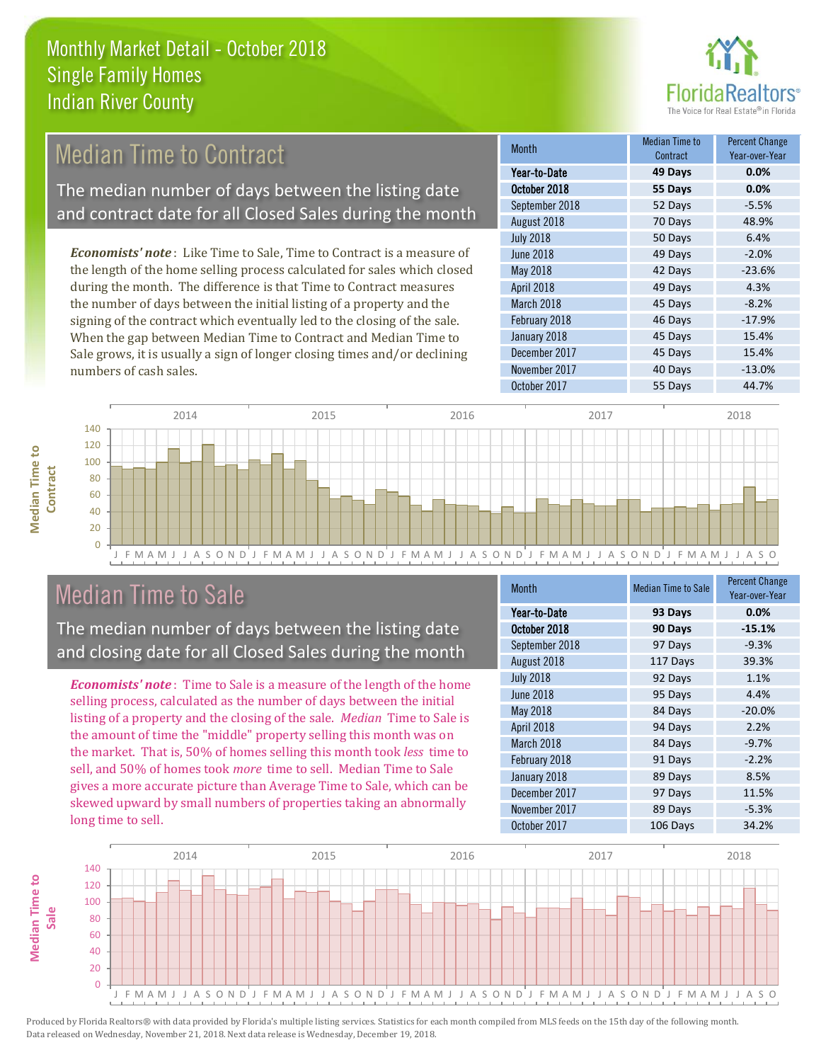# Monthly Market Detail - October 2018
## Single Family Homes
## Indian River County

## Median Time to Contract

The median number of days between the listing date and contract date for all Closed Sales during the month

*Economists' note*: Like Time to Sale, Time to Contract is a measure of the length of the home selling process calculated for sales which closed during the month. The difference is that Time to Contract measures the number of days between the initial listing of a property and the signing of the contract which eventually led to the closing of the sale. When the gap between Median Time to Contract and Median Time to Sale grows, it is usually a sign of longer closing times and/or declining numbers of cash sales.

| Month | Median Time to Contract | Percent Change Year-over-Year |
|---|---|---|
| **Year-to-Date** | **49 Days** | **0.0%** |
| **October 2018** | **55 Days** | **0.0%** |
| September 2018 | 52 Days | -5.5% |
| August 2018 | 70 Days | 48.9% |
| July 2018 | 50 Days | 6.4% |
| June 2018 | 49 Days | -2.0% |
| May 2018 | 42 Days | -23.6% |
| April 2018 | 49 Days | 4.3% |
| March 2018 | 45 Days | -8.2% |
| February 2018 | 46 Days | -17.9% |
| January 2018 | 45 Days | 15.4% |
| December 2017 | 45 Days | 15.4% |
| November 2017 | 40 Days | -13.0% |
| October 2017 | 55 Days | 44.7% |

## Median Time to Sale

The median number of days between the listing date and closing date for all Closed Sales during the month

*Economists' note*: Time to Sale is a measure of the length of the home selling process, calculated as the number of days between the initial listing of a property and the closing of the sale. *Median* Time to Sale is the amount of time the "middle" property selling this month was on the market. That is, 50% of homes selling this month took *less* time to sell, and 50% of homes took *more* time to sell. Median Time to Sale gives a more accurate picture than Average Time to Sale, which can be skewed upward by small numbers of properties taking an abnormally long time to sell.

| Month | Median Time to Sale | Percent Change Year-over-Year |
|---|---|---|
| **Year-to-Date** | **93 Days** | **0.0%** |
| **October 2018** | **90 Days** | **-15.1%** |
| September 2018 | 97 Days | -9.3% |
| August 2018 | 117 Days | 39.3% |
| July 2018 | 92 Days | 1.1% |
| June 2018 | 95 Days | 4.4% |
| May 2018 | 84 Days | -20.0% |
| April 2018 | 94 Days | 2.2% |
| March 2018 | 84 Days | -9.7% |
| February 2018 | 91 Days | -2.2% |
| January 2018 | 89 Days | 8.5% |
| December 2017 | 97 Days | 11.5% |
| November 2017 | 89 Days | -5.3% |
| October 2017 | 106 Days | 34.2% |

Produced by Florida Realtors® with data provided by Florida's multiple listing services. Statistics for each month compiled from MLS feeds on the 15th day of the following month. Data released on Wednesday, November 21, 2018. Next data release is Wednesday, December 19, 2018.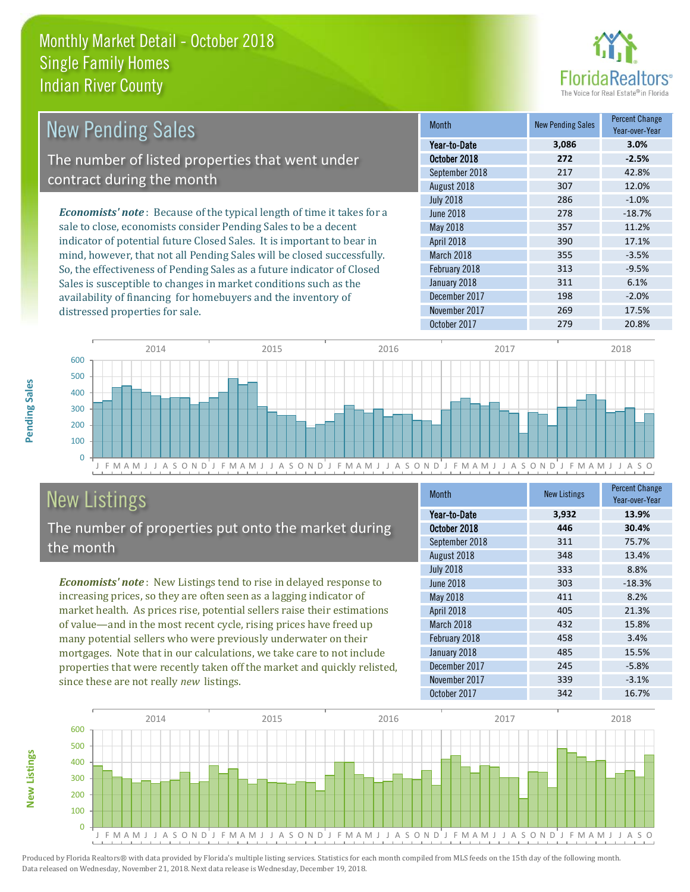# Monthly Market Detail - October 2018
## Single Family Homes
## Indian River County

## New Pending Sales

The number of listed properties that went under contract during the month

***Economists' note***: Because of the typical length of time it takes for a sale to close, economists consider Pending Sales to be a decent indicator of potential future Closed Sales. It is important to bear in mind, however, that not all Pending Sales will be closed successfully. So, the effectiveness of Pending Sales as a future indicator of Closed Sales is susceptible to changes in market conditions such as the availability of financing for homebuyers and the inventory of distressed properties for sale.

| Month | New Pending Sales | Percent Change Year-over-Year |
|---|---|---|
| **Year-to-Date** | **3,086** | **3.0%** |
| **October 2018** | **272** | **-2.5%** |
| September 2018 | 217 | 42.8% |
| August 2018 | 307 | 12.0% |
| July 2018 | 286 | -1.0% |
| June 2018 | 278 | -18.7% |
| May 2018 | 357 | 11.2% |
| April 2018 | 390 | 17.1% |
| March 2018 | 355 | -3.5% |
| February 2018 | 313 | -9.5% |
| January 2018 | 311 | 6.1% |
| December 2017 | 198 | -2.0% |
| November 2017 | 269 | 17.5% |
| October 2017 | 279 | 20.8% |

## New Listings

The number of properties put onto the market during the month

***Economists' note***: New Listings tend to rise in delayed response to increasing prices, so they are often seen as a lagging indicator of market health. As prices rise, potential sellers raise their estimations of value—and in the most recent cycle, rising prices have freed up many potential sellers who were previously underwater on their mortgages. Note that in our calculations, we take care to not include properties that were recently taken off the market and quickly relisted, since these are not really *new* listings.

| Month | New Listings | Percent Change Year-over-Year |
|---|---|---|
| **Year-to-Date** | **3,932** | **13.9%** |
| **October 2018** | **446** | **30.4%** |
| September 2018 | 311 | 75.7% |
| August 2018 | 348 | 13.4% |
| July 2018 | 333 | 8.8% |
| June 2018 | 303 | -18.3% |
| May 2018 | 411 | 8.2% |
| April 2018 | 405 | 21.3% |
| March 2018 | 432 | 15.8% |
| February 2018 | 458 | 3.4% |
| January 2018 | 485 | 15.5% |
| December 2017 | 245 | -5.8% |
| November 2017 | 339 | -3.1% |
| October 2017 | 342 | 16.7% |

Produced by Florida Realtors® with data provided by Florida's multiple listing services. Statistics for each month compiled from MLS feeds on the 15th day of the following month. Data released on Wednesday, November 21, 2018. Next data release is Wednesday, December 19, 2018.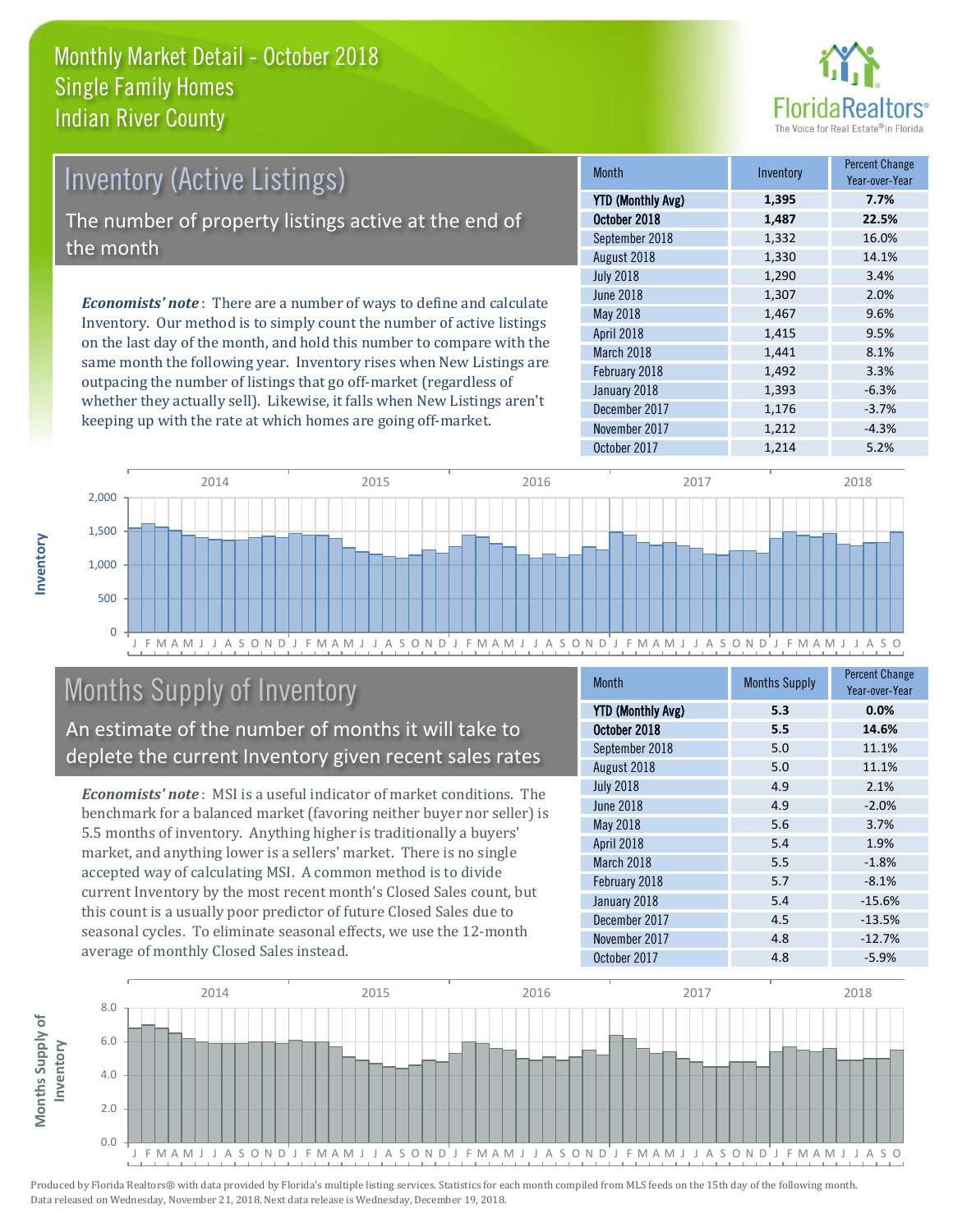# Monthly Market Detail - October 2018
## Single Family Homes
## Indian River County

## Inventory (Active Listings)

The number of property listings active at the end of the month

***Economists' note***: There are a number of ways to define and calculate Inventory. Our method is to simply count the number of active listings on the last day of the month, and hold this number to compare with the same month the following year. Inventory rises when New Listings are outpacing the number of listings that go off-market (regardless of whether they actually sell). Likewise, it falls when New Listings aren't keeping up with the rate at which homes are going off-market.

| Month | Inventory | Percent Change Year-over-Year |
|---|---|---|
| **YTD (Monthly Avg)** | **1,395** | **7.7%** |
| **October 2018** | **1,487** | **22.5%** |
| September 2018 | 1,332 | 16.0% |
| August 2018 | 1,330 | 14.1% |
| July 2018 | 1,290 | 3.4% |
| June 2018 | 1,307 | 2.0% |
| May 2018 | 1,467 | 9.6% |
| April 2018 | 1,415 | 9.5% |
| March 2018 | 1,441 | 8.1% |
| February 2018 | 1,492 | 3.3% |
| January 2018 | 1,393 | -6.3% |
| December 2017 | 1,176 | -3.7% |
| November 2017 | 1,212 | -4.3% |
| October 2017 | 1,214 | 5.2% |

## Months Supply of Inventory

An estimate of the number of months it will take to deplete the current Inventory given recent sales rates

***Economists' note***: MSI is a useful indicator of market conditions. The benchmark for a balanced market (favoring neither buyer nor seller) is 5.5 months of inventory. Anything higher is traditionally a buyers' market, and anything lower is a sellers' market. There is no single accepted way of calculating MSI. A common method is to divide current Inventory by the most recent month's Closed Sales count, but this count is a usually poor predictor of future Closed Sales due to seasonal cycles. To eliminate seasonal effects, we use the 12-month average of monthly Closed Sales instead.

| Month | Months Supply | Percent Change Year-over-Year |
|---|---|---|
| **YTD (Monthly Avg)** | **5.3** | **0.0%** |
| **October 2018** | **5.5** | **14.6%** |
| September 2018 | 5.0 | 11.1% |
| August 2018 | 5.0 | 11.1% |
| July 2018 | 4.9 | 2.1% |
| June 2018 | 4.9 | -2.0% |
| May 2018 | 5.6 | 3.7% |
| April 2018 | 5.4 | 1.9% |
| March 2018 | 5.5 | -1.8% |
| February 2018 | 5.7 | -8.1% |
| January 2018 | 5.4 | -15.6% |
| December 2017 | 4.5 | -13.5% |
| November 2017 | 4.8 | -12.7% |
| October 2017 | 4.8 | -5.9% |

Produced by Florida Realtors® with data provided by Florida's multiple listing services. Statistics for each month compiled from MLS feeds on the 15th day of the following month. Data released on Wednesday, November 21, 2018. Next data release is Wednesday, December 19, 2018.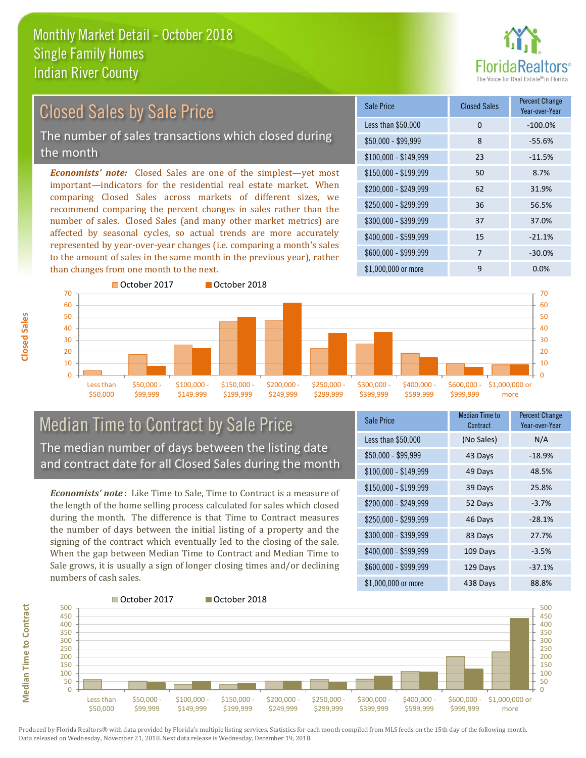# Monthly Market Detail - October 2018
## Single Family Homes
## Indian River County

FloridaRealtors® The Voice for Real Estate® in Florida

## Closed Sales by Sale Price

The number of sales transactions which closed during the month

***Economists' note:*** Closed Sales are one of the simplest—yet most important—indicators for the residential real estate market. When comparing Closed Sales across markets of different sizes, we recommend comparing the percent changes in sales rather than the number of sales. Closed Sales (and many other market metrics) are affected by seasonal cycles, so actual trends are more accurately represented by year-over-year changes (i.e. comparing a month's sales to the amount of sales in the same month in the previous year), rather than changes from one month to the next.

| Sale Price | Closed Sales | Percent Change Year-over-Year |
|---|---|---|
| Less than $50,000 | 0 | -100.0% |
| $50,000 - $99,999 | 8 | -55.6% |
| $100,000 - $149,999 | 23 | -11.5% |
| $150,000 - $199,999 | 50 | 8.7% |
| $200,000 - $249,999 | 62 | 31.9% |
| $250,000 - $299,999 | 36 | 56.5% |
| $300,000 - $399,999 | 37 | 37.0% |
| $400,000 - $599,999 | 15 | -21.1% |
| $600,000 - $999,999 | 7 | -30.0% |
| $1,000,000 or more | 9 | 0.0% |

## Median Time to Contract by Sale Price

The median number of days between the listing date and contract date for all Closed Sales during the month

***Economists' note*** : Like Time to Sale, Time to Contract is a measure of the length of the home selling process calculated for sales which closed during the month. The difference is that Time to Contract measures the number of days between the initial listing of a property and the signing of the contract which eventually led to the closing of the sale. When the gap between Median Time to Contract and Median Time to Sale grows, it is usually a sign of longer closing times and/or declining numbers of cash sales.

| Sale Price | Median Time to Contract | Percent Change Year-over-Year |
|---|---|---|
| Less than $50,000 | (No Sales) | N/A |
| $50,000 - $99,999 | 43 Days | -18.9% |
| $100,000 - $149,999 | 49 Days | 48.5% |
| $150,000 - $199,999 | 39 Days | 25.8% |
| $200,000 - $249,999 | 52 Days | -3.7% |
| $250,000 - $299,999 | 46 Days | -28.1% |
| $300,000 - $399,999 | 83 Days | 27.7% |
| $400,000 - $599,999 | 109 Days | -3.5% |
| $600,000 - $999,999 | 129 Days | -37.1% |
| $1,000,000 or more | 438 Days | 88.8% |

Produced by Florida Realtors® with data provided by Florida's multiple listing services. Statistics for each month compiled from MLS feeds on the 15th day of the following month. Data released on Wednesday, November 21, 2018. Next data release is Wednesday, December 19, 2018.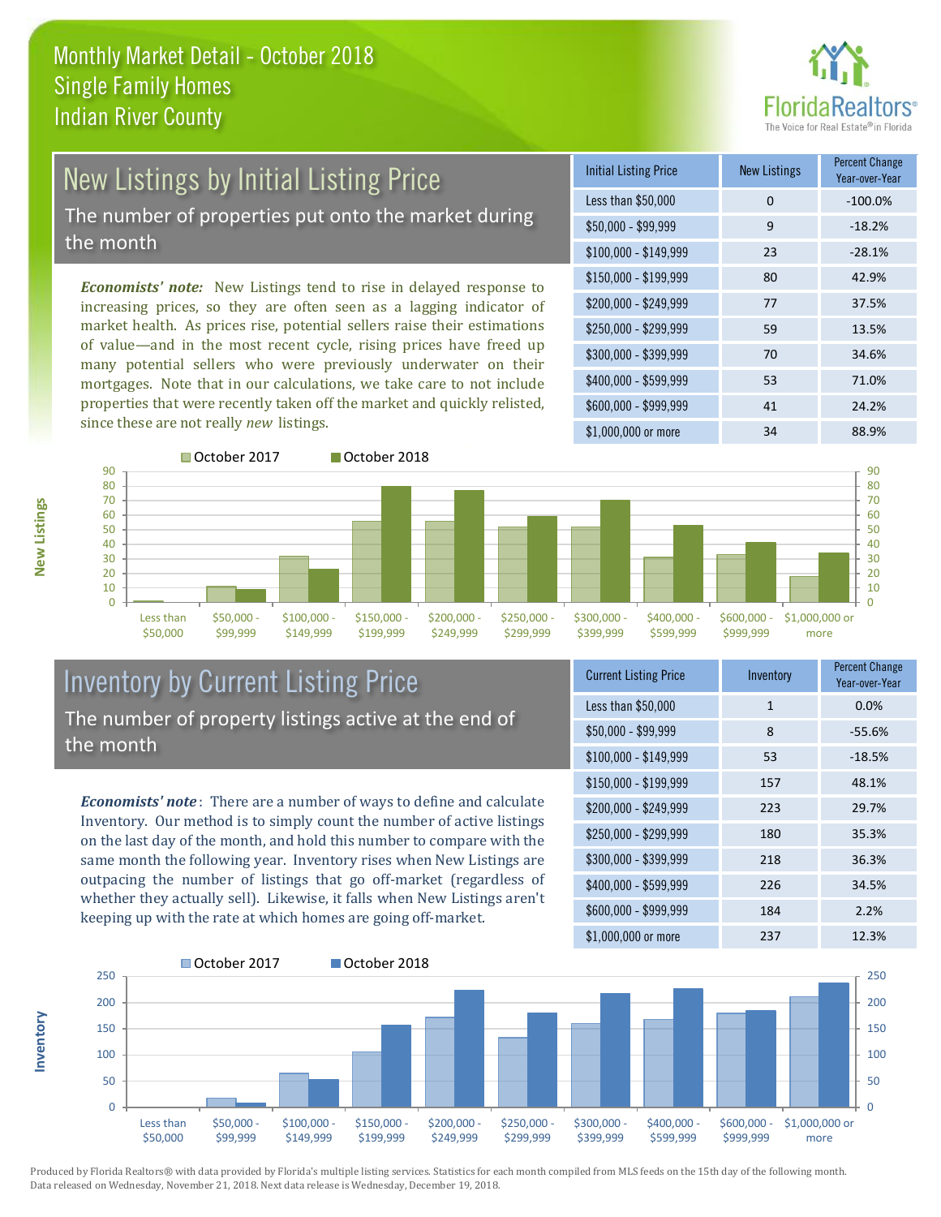# Monthly Market Detail - October 2018
## Single Family Homes
## Indian River County

## New Listings by Initial Listing Price

The number of properties put onto the market during the month

*Economists' note:* New Listings tend to rise in delayed response to increasing prices, so they are often seen as a lagging indicator of market health. As prices rise, potential sellers raise their estimations of value—and in the most recent cycle, rising prices have freed up many potential sellers who were previously underwater on their mortgages. Note that in our calculations, we take care to not include properties that were recently taken off the market and quickly relisted, since these are not really *new* listings.

| Initial Listing Price | New Listings | Percent Change Year-over-Year |
|---|---|---|
| Less than $50,000 | 0 | -100.0% |
| $50,000 - $99,999 | 9 | -18.2% |
| $100,000 - $149,999 | 23 | -28.1% |
| $150,000 - $199,999 | 80 | 42.9% |
| $200,000 - $249,999 | 77 | 37.5% |
| $250,000 - $299,999 | 59 | 13.5% |
| $300,000 - $399,999 | 70 | 34.6% |
| $400,000 - $599,999 | 53 | 71.0% |
| $600,000 - $999,999 | 41 | 24.2% |
| $1,000,000 or more | 34 | 88.9% |

## Inventory by Current Listing Price

The number of property listings active at the end of the month

*Economists' note*: There are a number of ways to define and calculate Inventory. Our method is to simply count the number of active listings on the last day of the month, and hold this number to compare with the same month the following year. Inventory rises when New Listings are outpacing the number of listings that go off-market (regardless of whether they actually sell). Likewise, it falls when New Listings aren't keeping up with the rate at which homes are going off-market.

| Current Listing Price | Inventory | Percent Change Year-over-Year |
|---|---|---|
| Less than $50,000 | 1 | 0.0% |
| $50,000 - $99,999 | 8 | -55.6% |
| $100,000 - $149,999 | 53 | -18.5% |
| $150,000 - $199,999 | 157 | 48.1% |
| $200,000 - $249,999 | 223 | 29.7% |
| $250,000 - $299,999 | 180 | 35.3% |
| $300,000 - $399,999 | 218 | 36.3% |
| $400,000 - $599,999 | 226 | 34.5% |
| $600,000 - $999,999 | 184 | 2.2% |
| $1,000,000 or more | 237 | 12.3% |

Produced by Florida Realtors® with data provided by Florida's multiple listing services. Statistics for each month compiled from MLS feeds on the 15th day of the following month. Data released on Wednesday, November 21, 2018. Next data release is Wednesday, December 19, 2018.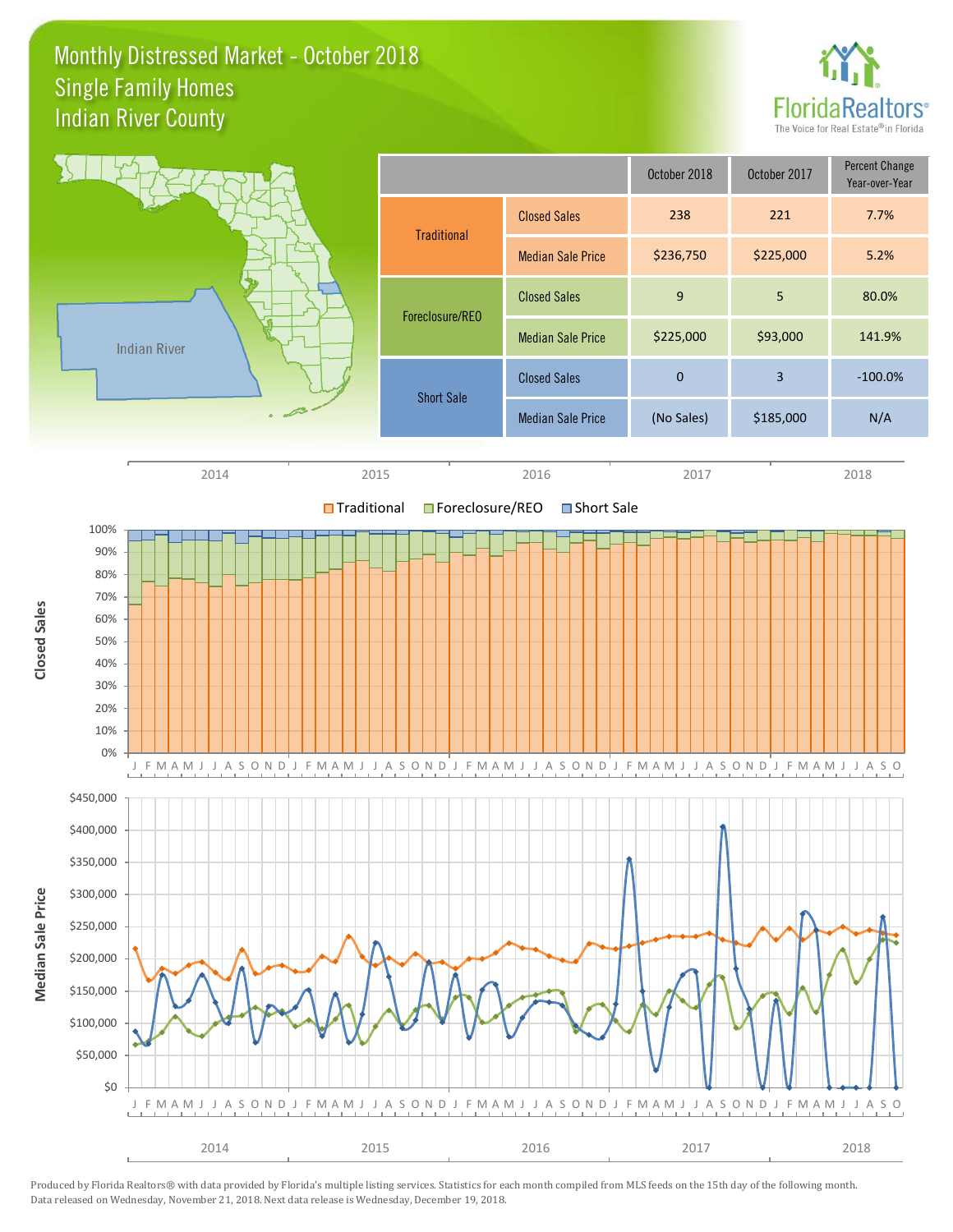# Monthly Distressed Market - October 2018
## Single Family Homes
## Indian River County

FloridaRealtors®
The Voice for Real Estate® in Florida

Indian River

| | | October 2018 | October 2017 | Percent Change Year-over-Year |
|---|---|---|---|---|
| Traditional | Closed Sales | 238 | 221 | 7.7% |
| | Median Sale Price | $236,750 | $225,000 | 5.2% |
| Foreclosure/REO | Closed Sales | 9 | 5 | 80.0% |
| | Median Sale Price | $225,000 | $93,000 | 141.9% |
| Short Sale | Closed Sales | 0 | 3 | -100.0% |
| | Median Sale Price | (No Sales) | $185,000 | N/A |

2014 2015 2016 2017 2018

Traditional Foreclosure/REO Short Sale

Closed Sales

100% 90% 80% 70% 60% 50% 40% 30% 20% 10% 0%

J F M A M J J A S O N D J F M A M J J A S O N D J F M A M J J A S O N D J F M A M J J A S O N D J F M A M J J A S O

Median Sale Price

$450,000 $400,000 $350,000 $300,000 $250,000 $200,000 $150,000 $100,000 $50,000 $0

J F M A M J J A S O N D J F M A M J J A S O N D J F M A M J J A S O N D J F M A M J J A S O N D J F M A M J J A S O

2014 2015 2016 2017 2018

Produced by Florida Realtors® with data provided by Florida's multiple listing services. Statistics for each month compiled from MLS feeds on the 15th day of the following month.
Data released on Wednesday, November 21, 2018. Next data release is Wednesday, December 19, 2018.